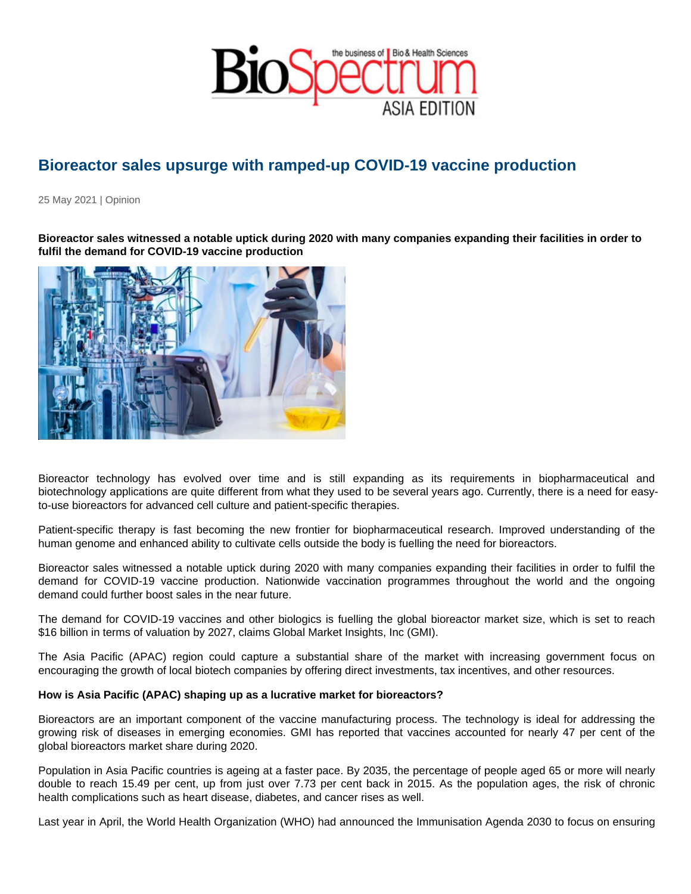# Bioreactor sales upsurge with ramped-up COVID-19 vaccine production

25 May 2021 | Opinion

**Bioreactor sales witnessed a notable uptick during 2020 with many companies expanding their facilities in order to fulfil the demand for COVID-19 vaccine production**

Bioreactor technology has evolved over time and is still expanding as its requirements in biopharmaceutical and biotechnology applications are quite different from what they used to be several years ago. Currently, there is a need for easy-to-use bioreactors for advanced cell culture and patient-specific therapies.

Patient-specific therapy is fast becoming the new frontier for biopharmaceutical research. Improved understanding of the human genome and enhanced ability to cultivate cells outside the body is fuelling the need for bioreactors.

Bioreactor sales witnessed a notable uptick during 2020 with many companies expanding their facilities in order to fulfil the demand for COVID-19 vaccine production. Nationwide vaccination programmes throughout the world and the ongoing demand could further boost sales in the near future.

The demand for COVID-19 vaccines and other biologics is fuelling the global bioreactor market size, which is set to reach $16 billion in terms of valuation by 2027, claims Global Market Insights, Inc (GMI).

The Asia Pacific (APAC) region could capture a substantial share of the market with increasing government focus on encouraging the growth of local biotech companies by offering direct investments, tax incentives, and other resources.

**How is Asia Pacific (APAC) shaping up as a lucrative market for bioreactors?**

Bioreactors are an important component of the vaccine manufacturing process. The technology is ideal for addressing the growing risk of diseases in emerging economies. GMI has reported that vaccines accounted for nearly 47 per cent of the global bioreactors market share during 2020.

Population in Asia Pacific countries is ageing at a faster pace. By 2035, the percentage of people aged 65 or more will nearly double to reach 15.49 per cent, up from just over 7.73 per cent back in 2015. As the population ages, the risk of chronic health complications such as heart disease, diabetes, and cancer rises as well.

Last year in April, the World Health Organization (WHO) had announced the Immunisation Agenda 2030 to focus on ensuring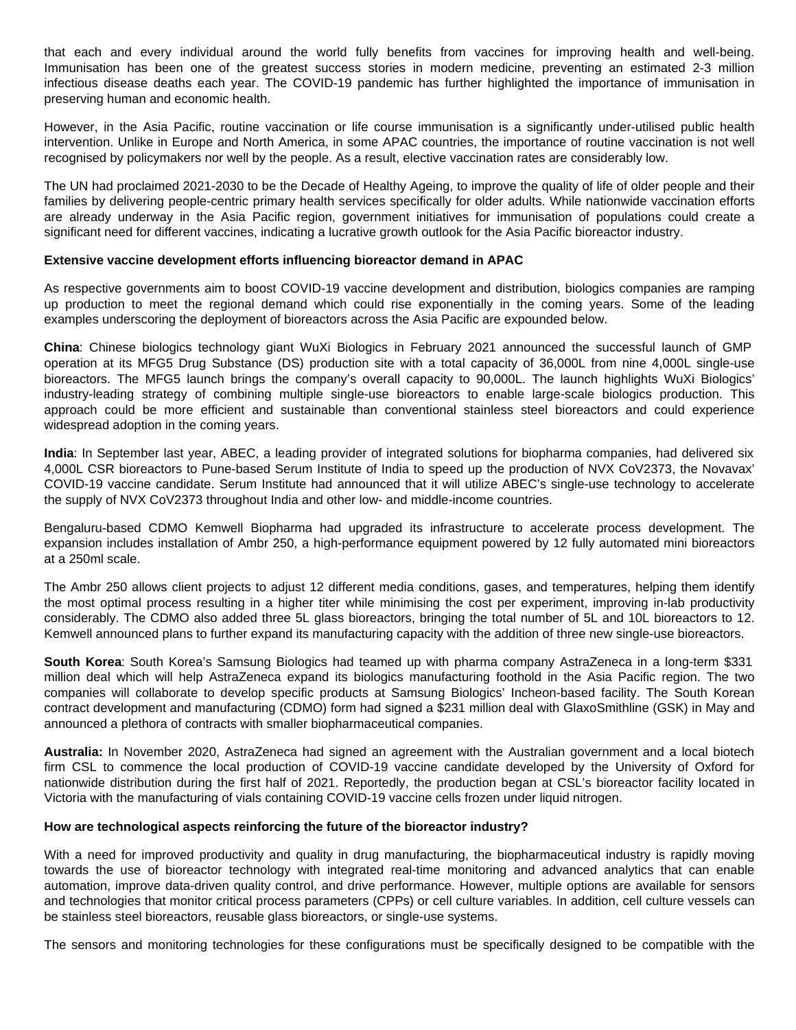that each and every individual around the world fully benefits from vaccines for improving health and well-being. Immunisation has been one of the greatest success stories in modern medicine, preventing an estimated 2-3 million infectious disease deaths each year. The COVID-19 pandemic has further highlighted the importance of immunisation in preserving human and economic health.

However, in the Asia Pacific, routine vaccination or life course immunisation is a significantly under-utilised public health intervention. Unlike in Europe and North America, in some APAC countries, the importance of routine vaccination is not well recognised by policymakers nor well by the people. As a result, elective vaccination rates are considerably low.

The UN had proclaimed 2021-2030 to be the Decade of Healthy Ageing, to improve the quality of life of older people and their families by delivering people-centric primary health services specifically for older adults. While nationwide vaccination efforts are already underway in the Asia Pacific region, government initiatives for immunisation of populations could create a significant need for different vaccines, indicating a lucrative growth outlook for the Asia Pacific bioreactor industry.

**Extensive vaccine development efforts influencing bioreactor demand in APAC**

As respective governments aim to boost COVID-19 vaccine development and distribution, biologics companies are ramping up production to meet the regional demand which could rise exponentially in the coming years. Some of the leading examples underscoring the deployment of bioreactors across the Asia Pacific are expounded below.

**China**: Chinese biologics technology giant WuXi Biologics in February 2021 announced the successful launch of GMP operation at its MFG5 Drug Substance (DS) production site with a total capacity of 36,000L from nine 4,000L single-use bioreactors. The MFG5 launch brings the company's overall capacity to 90,000L. The launch highlights WuXi Biologics' industry-leading strategy of combining multiple single-use bioreactors to enable large-scale biologics production. This approach could be more efficient and sustainable than conventional stainless steel bioreactors and could experience widespread adoption in the coming years.

**India**: In September last year, ABEC, a leading provider of integrated solutions for biopharma companies, had delivered six 4,000L CSR bioreactors to Pune-based Serum Institute of India to speed up the production of NVX CoV2373, the Novavax' COVID-19 vaccine candidate. Serum Institute had announced that it will utilize ABEC's single-use technology to accelerate the supply of NVX CoV2373 throughout India and other low- and middle-income countries.

Bengaluru-based CDMO Kemwell Biopharma had upgraded its infrastructure to accelerate process development. The expansion includes installation of Ambr 250, a high-performance equipment powered by 12 fully automated mini bioreactors at a 250ml scale.

The Ambr 250 allows client projects to adjust 12 different media conditions, gases, and temperatures, helping them identify the most optimal process resulting in a higher titer while minimising the cost per experiment, improving in-lab productivity considerably. The CDMO also added three 5L glass bioreactors, bringing the total number of 5L and 10L bioreactors to 12. Kemwell announced plans to further expand its manufacturing capacity with the addition of three new single-use bioreactors.

**South Korea**: South Korea's Samsung Biologics had teamed up with pharma company AstraZeneca in a long-term $331 million deal which will help AstraZeneca expand its biologics manufacturing foothold in the Asia Pacific region. The two companies will collaborate to develop specific products at Samsung Biologics' Incheon-based facility. The South Korean contract development and manufacturing (CDMO) form had signed a $231 million deal with GlaxoSmithline (GSK) in May and announced a plethora of contracts with smaller biopharmaceutical companies.

**Australia:** In November 2020, AstraZeneca had signed an agreement with the Australian government and a local biotech firm CSL to commence the local production of COVID-19 vaccine candidate developed by the University of Oxford for nationwide distribution during the first half of 2021. Reportedly, the production began at CSL's bioreactor facility located in Victoria with the manufacturing of vials containing COVID-19 vaccine cells frozen under liquid nitrogen.

**How are technological aspects reinforcing the future of the bioreactor industry?**

With a need for improved productivity and quality in drug manufacturing, the biopharmaceutical industry is rapidly moving towards the use of bioreactor technology with integrated real-time monitoring and advanced analytics that can enable automation, improve data-driven quality control, and drive performance. However, multiple options are available for sensors and technologies that monitor critical process parameters (CPPs) or cell culture variables. In addition, cell culture vessels can be stainless steel bioreactors, reusable glass bioreactors, or single-use systems.

The sensors and monitoring technologies for these configurations must be specifically designed to be compatible with the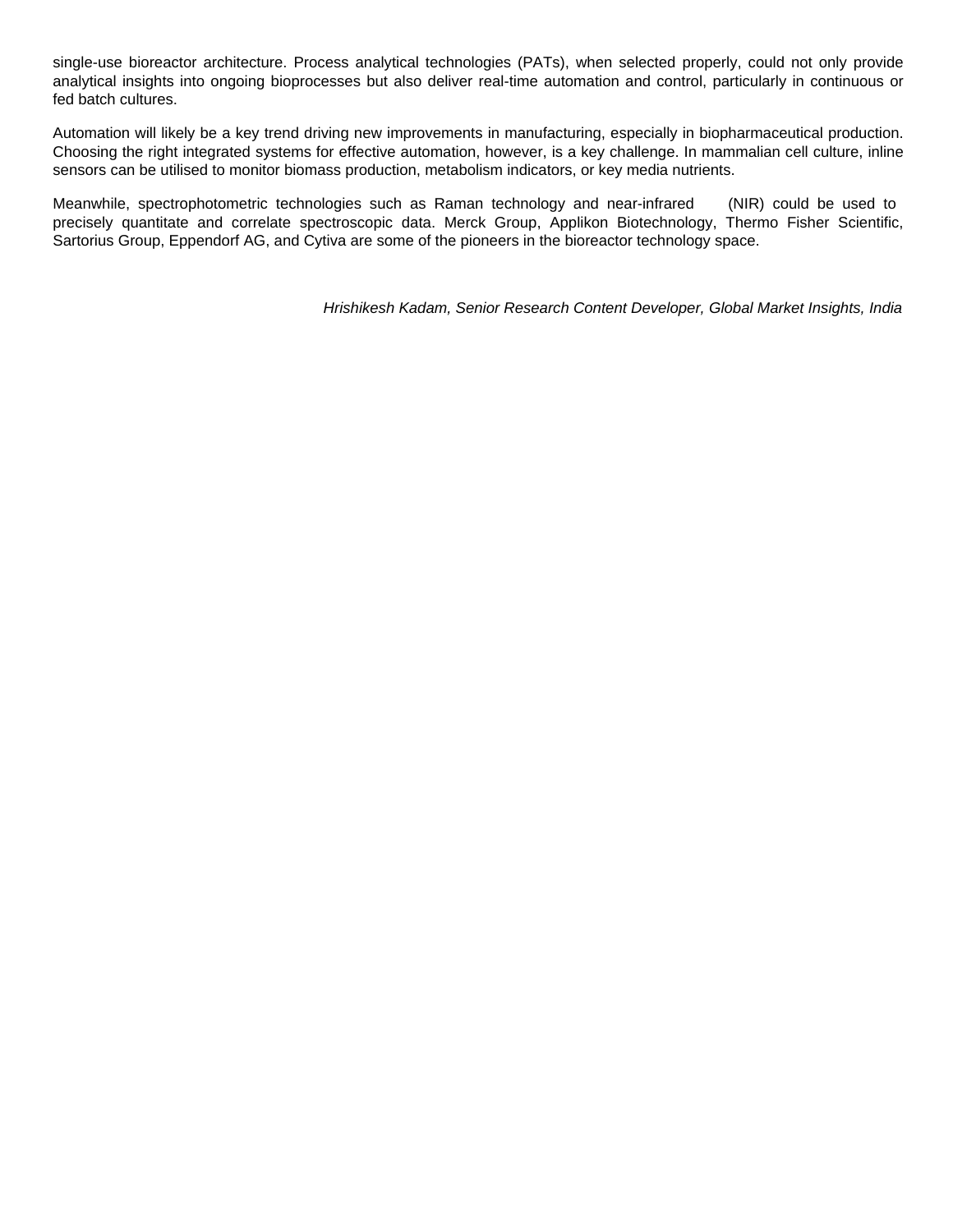single-use bioreactor architecture. Process analytical technologies (PATs), when selected properly, could not only provide analytical insights into ongoing bioprocesses but also deliver real-time automation and control, particularly in continuous or fed batch cultures.

Automation will likely be a key trend driving new improvements in manufacturing, especially in biopharmaceutical production. Choosing the right integrated systems for effective automation, however, is a key challenge. In mammalian cell culture, inline sensors can be utilised to monitor biomass production, metabolism indicators, or key media nutrients.

Meanwhile, spectrophotometric technologies such as Raman technology and near-infrared (NIR) could be used to precisely quantitate and correlate spectroscopic data. Merck Group, Applikon Biotechnology, Thermo Fisher Scientific, Sartorius Group, Eppendorf AG, and Cytiva are some of the pioneers in the bioreactor technology space.

*Hrishikesh Kadam, Senior Research Content Developer, Global Market Insights, India*